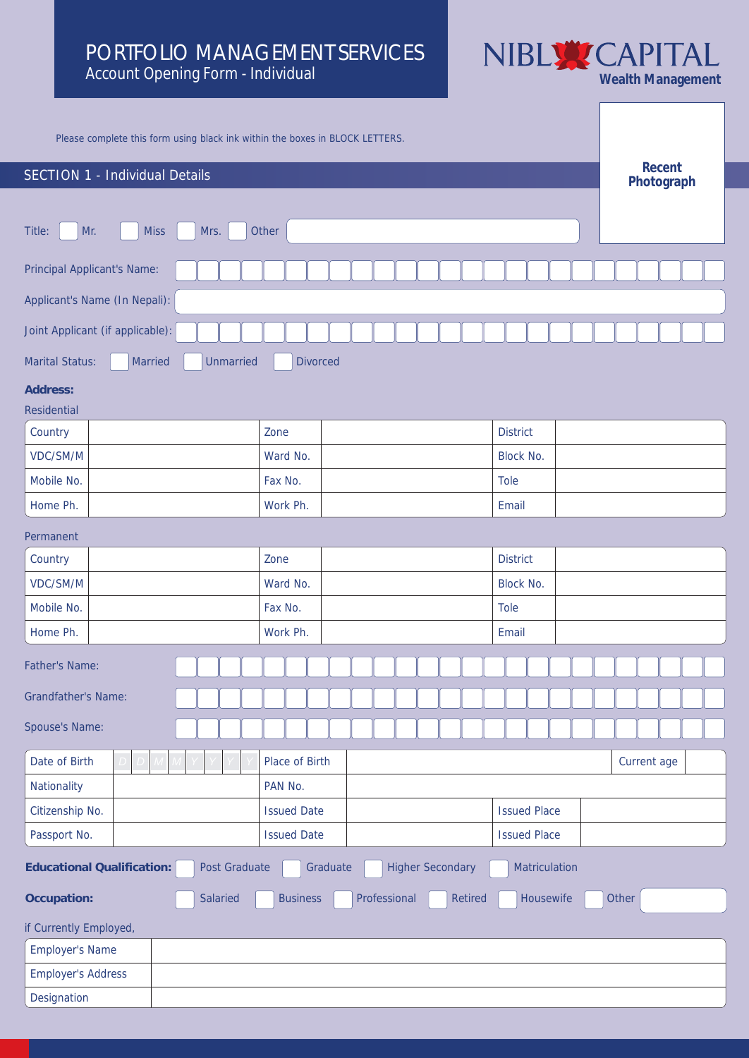# PORTFOLIO MANAGEMENT SERVICES
## Account Opening Form - Individual

NIBL CAPITAL
**Wealth Management**

Please complete this form using black ink within the boxes in BLOCK LETTERS.

**Recent Photograph**

## SECTION 1 - Individual Details

Title: ☐ Mr. ☐ Miss ☐ Mrs. ☐ Other

Principal Applicant's Name:

Applicant's Name (In Nepali):

Joint Applicant (if applicable):

Marital Status: ☐ Married ☐ Unmarried ☐ Divorced

**Address:**

Residential

| Country | | Zone | | District | |
|---|---|---|---|---|---|
| VDC/SM/M | | Ward No. | | Block No. | |
| Mobile No. | | Fax No. | | Tole | |
| Home Ph. | | Work Ph. | | Email | |

Permanent

| Country | | Zone | | District | |
|---|---|---|---|---|---|
| VDC/SM/M | | Ward No. | | Block No. | |
| Mobile No. | | Fax No. | | Tole | |
| Home Ph. | | Work Ph. | | Email | |

Father's Name:

Grandfather's Name:

Spouse's Name:

| Date of Birth | D D M M Y Y Y Y | Place of Birth | | Current age | |
|---|---|---|---|---|---|
| Nationality | | PAN No. | | | |
| Citizenship No. | | Issued Date | | Issued Place | |
| Passport No. | | Issued Date | | Issued Place | |

**Educational Qualification:** ☐ Post Graduate ☐ Graduate ☐ Higher Secondary ☐ Matriculation

**Occupation:** ☐ Salaried ☐ Business ☐ Professional ☐ Retired ☐ Housewife ☐ Other

if Currently Employed,

| Employer's Name | |
|---|---|
| Employer's Address | |
| Designation | |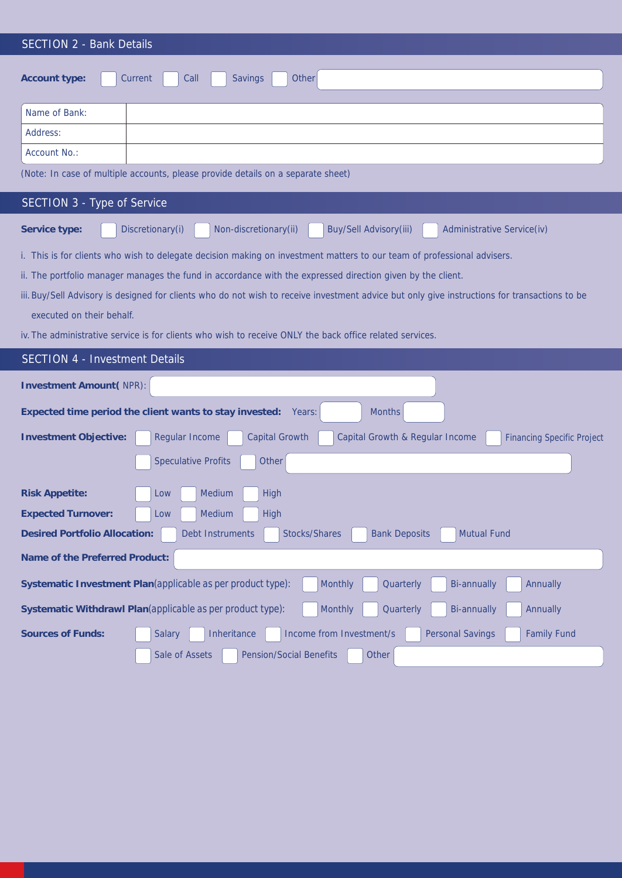## SECTION 2 - Bank Details

**Account type:** ☐ Current ☐ Call ☐ Savings ☐ Other

| Name of Bank: | |
|---|---|
| Address: | |
| Account No.: | |

(Note: In case of multiple accounts, please provide details on a separate sheet)

## SECTION 3 - Type of Service

**Service type:** ☐ Discretionary(i) ☐ Non-discretionary(ii) ☐ Buy/Sell Advisory(iii) ☐ Administrative Service(iv)

i. This is for clients who wish to delegate decision making on investment matters to our team of professional advisers.

ii. The portfolio manager manages the fund in accordance with the expressed direction given by the client.

iii. Buy/Sell Advisory is designed for clients who do not wish to receive investment advice but only give instructions for transactions to be executed on their behalf.

iv. The administrative service is for clients who wish to receive ONLY the back office related services.

## SECTION 4 - Investment Details

**Investment Amount(** NPR):

**Expected time period the client wants to stay invested:** Years: Months

**Investment Objective:** ☐ Regular Income ☐ Capital Growth ☐ Capital Growth & Regular Income ☐ Financing Specific Project ☐ Speculative Profits ☐ Other

**Risk Appetite:** ☐ Low ☐ Medium ☐ High

**Expected Turnover:** ☐ Low ☐ Medium ☐ High

**Desired Portfolio Allocation:** ☐ Debt Instruments ☐ Stocks/Shares ☐ Bank Deposits ☐ Mutual Fund

**Name of the Preferred Product:**

**Systematic Investment Plan**(applicable as per product type): ☐ Monthly ☐ Quarterly ☐ Bi-annually ☐ Annually

**Systematic Withdrawl Plan**(applicable as per product type): ☐ Monthly ☐ Quarterly ☐ Bi-annually ☐ Annually

**Sources of Funds:** ☐ Salary ☐ Inheritance ☐ Income from Investment/s ☐ Personal Savings ☐ Family Fund ☐ Sale of Assets ☐ Pension/Social Benefits ☐ Other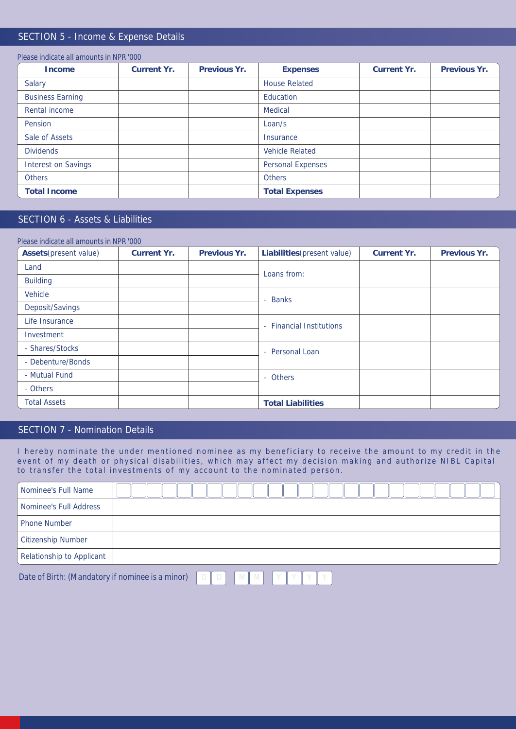## SECTION 5 - Income & Expense Details

Please indicate all amounts in NPR '000

| Income | Current Yr. | Previous Yr. | Expenses | Current Yr. | Previous Yr. |
|---|---|---|---|---|---|
| Salary | | | House Related | | |
| Business Earning | | | Education | | |
| Rental income | | | Medical | | |
| Pension | | | Loan/s | | |
| Sale of Assets | | | Insurance | | |
| Dividends | | | Vehicle Related | | |
| Interest on Savings | | | Personal Expenses | | |
| Others | | | Others | | |
| **Total Income** | | | **Total Expenses** | | |

## SECTION 6 - Assets & Liabilities

Please indicate all amounts in NPR '000

| **Assets**(present value) | Current Yr. | Previous Yr. | **Liabilities**(present value) | Current Yr. | Previous Yr. |
|---|---|---|---|---|---|
| Land | | | Loans from: | | |
| Building | | | | | |
| Vehicle | | | - Banks | | |
| Deposit/Savings | | | | | |
| Life Insurance | | | - Financial Institutions | | |
| Investment | | | | | |
| - Shares/Stocks | | | - Personal Loan | | |
| - Debenture/Bonds | | | | | |
| - Mutual Fund | | | - Others | | |
| - Others | | | | | |
| Total Assets | | | **Total Liabilities** | | |

## SECTION 7 - Nomination Details

I hereby nominate the under mentioned nominee as my beneficiary to receive the amount to my credit in the event of my death or physical disabilities, which may affect my decision making and authorize NIBL Capital to transfer the total investments of my account to the nominated person.

| | |
|---|---|
| Nominee's Full Name | |
| Nominee's Full Address | |
| Phone Number | |
| Citizenship Number | |
| Relationship to Applicant | |

Date of Birth: (Mandatory if nominee is a minor) D D M M Y Y Y Y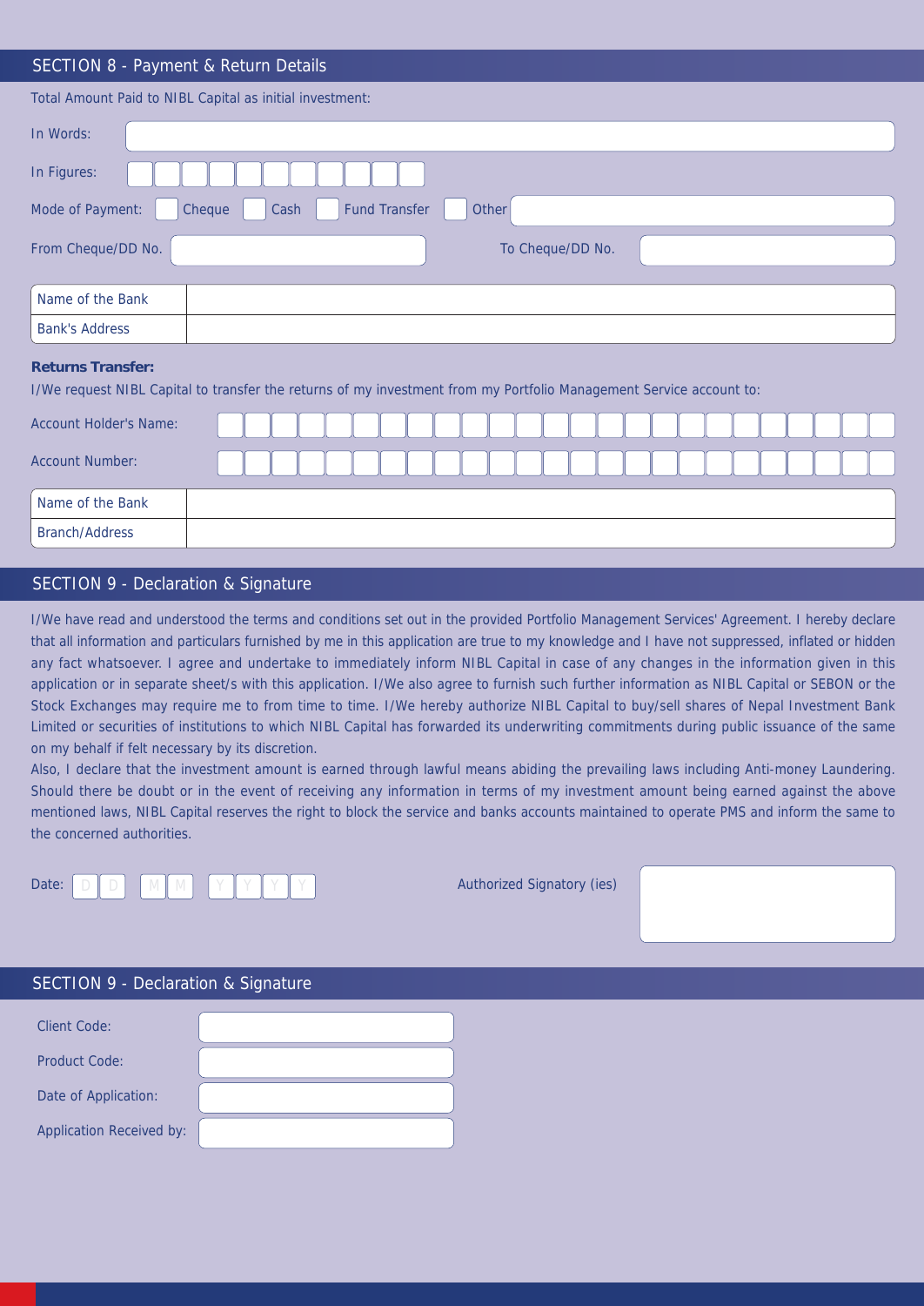## SECTION 8 - Payment & Return Details

Total Amount Paid to NIBL Capital as initial investment:

In Words:

In Figures:

Mode of Payment: ☐ Cheque ☐ Cash ☐ Fund Transfer ☐ Other

From Cheque/DD No. To Cheque/DD No.

| | |
|---|---|
| Name of the Bank | |
| Bank's Address | |

**Returns Transfer:**

I/We request NIBL Capital to transfer the returns of my investment from my Portfolio Management Service account to:

Account Holder's Name:

Account Number:

| | |
|---|---|
| Name of the Bank | |
| Branch/Address | |

## SECTION 9 - Declaration & Signature

I/We have read and understood the terms and conditions set out in the provided Portfolio Management Services' Agreement. I hereby declare that all information and particulars furnished by me in this application are true to my knowledge and I have not suppressed, inflated or hidden any fact whatsoever. I agree and undertake to immediately inform NIBL Capital in case of any changes in the information given in this application or in separate sheet/s with this application. I/We also agree to furnish such further information as NIBL Capital or SEBON or the Stock Exchanges may require me to from time to time. I/We hereby authorize NIBL Capital to buy/sell shares of Nepal Investment Bank Limited or securities of institutions to which NIBL Capital has forwarded its underwriting commitments during public issuance of the same on my behalf if felt necessary by its discretion.

Also, I declare that the investment amount is earned through lawful means abiding the prevailing laws including Anti-money Laundering. Should there be doubt or in the event of receiving any information in terms of my investment amount being earned against the above mentioned laws, NIBL Capital reserves the right to block the service and banks accounts maintained to operate PMS and inform the same to the concerned authorities.

Date: D D M M Y Y Y Y

Authorized Signatory (ies)

## SECTION 9 - Declaration & Signature

Client Code:

Product Code:

Date of Application:

Application Received by: